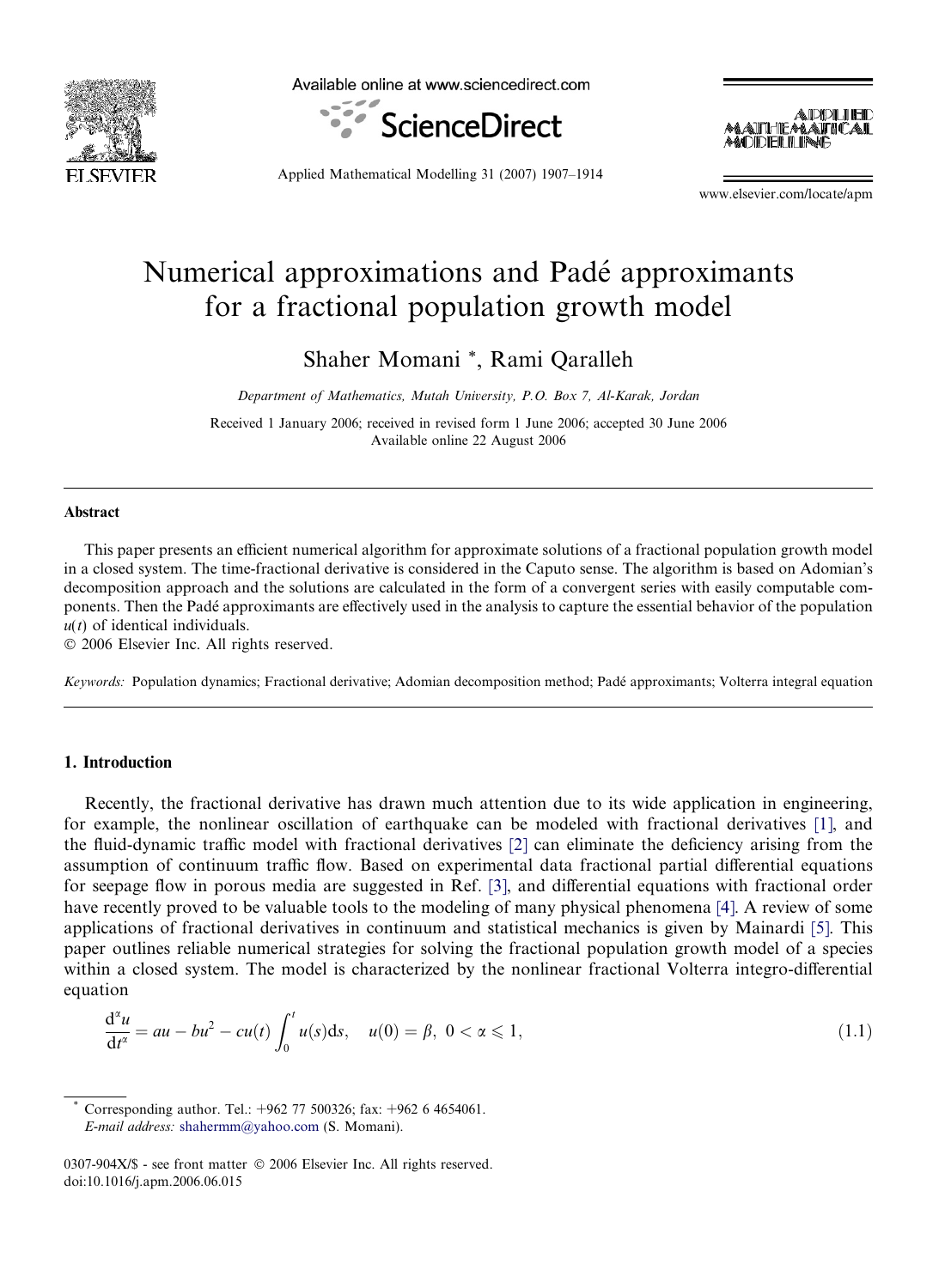# Numerical approximations and Padé approximants for a fractional population growth model

Shaher Momani *, Rami Qaralleh

*Department of Mathematics, Mutah University, P.O. Box 7, Al-Karak, Jordan*

Received 1 January 2006; received in revised form 1 June 2006; accepted 30 June 2006
Available online 22 August 2006

## Abstract

This paper presents an efficient numerical algorithm for approximate solutions of a fractional population growth model in a closed system. The time-fractional derivative is considered in the Caputo sense. The algorithm is based on Adomian's decomposition approach and the solutions are calculated in the form of a convergent series with easily computable components. Then the Padé approximants are effectively used in the analysis to capture the essential behavior of the population $u(t)$ of identical individuals.

© 2006 Elsevier Inc. All rights reserved.

*Keywords:* Population dynamics; Fractional derivative; Adomian decomposition method; Padé approximants; Volterra integral equation

## 1. Introduction

Recently, the fractional derivative has drawn much attention due to its wide application in engineering, for example, the nonlinear oscillation of earthquake can be modeled with fractional derivatives [1], and the fluid-dynamic traffic model with fractional derivatives [2] can eliminate the deficiency arising from the assumption of continuum traffic flow. Based on experimental data fractional partial differential equations for seepage flow in porous media are suggested in Ref. [3], and differential equations with fractional order have recently proved to be valuable tools to the modeling of many physical phenomena [4]. A review of some applications of fractional derivatives in continuum and statistical mechanics is given by Mainardi [5]. This paper outlines reliable numerical strategies for solving the fractional population growth model of a species within a closed system. The model is characterized by the nonlinear fractional Volterra integro-differential equation

$$\frac{d^\alpha u}{dt^\alpha} = au - bu^2 - cu(t)\int_0^t u(s)ds, \quad u(0) = \beta, \ 0 < \alpha \leqslant 1, \tag{1.1}$$

* Corresponding author. Tel.: +962 77 500326; fax: +962 6 4654061.
*E-mail address:* shahermm@yahoo.com (S. Momani).

0307-904X/$ - see front matter © 2006 Elsevier Inc. All rights reserved.
doi:10.1016/j.apm.2006.06.015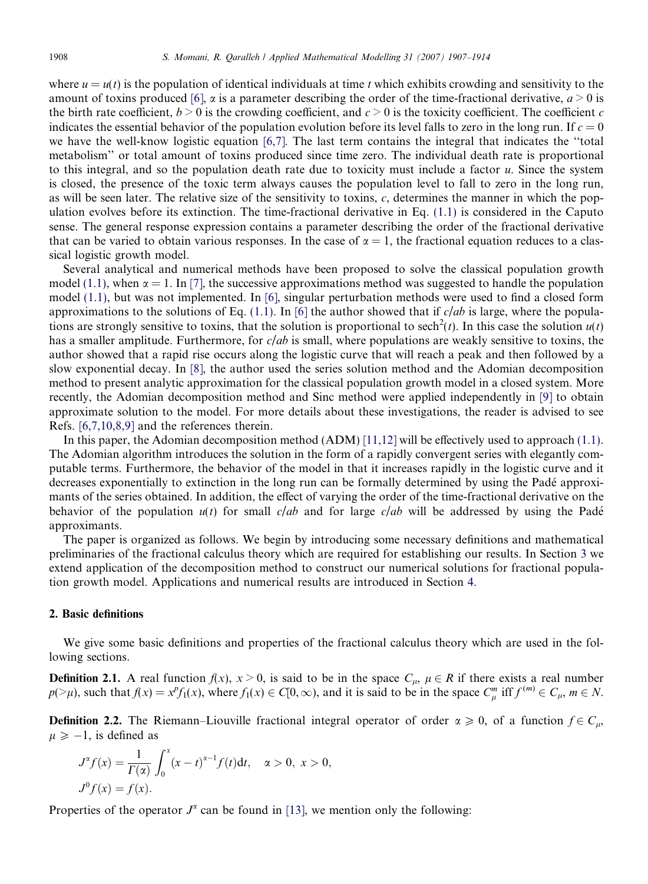where $u = u(t)$ is the population of identical individuals at time $t$ which exhibits crowding and sensitivity to the amount of toxins produced [6], $\alpha$ is a parameter describing the order of the time-fractional derivative, $a > 0$ is the birth rate coefficient, $b > 0$ is the crowding coefficient, and $c > 0$ is the toxicity coefficient. The coefficient $c$ indicates the essential behavior of the population evolution before its level falls to zero in the long run. If $c = 0$ we have the well-know logistic equation [6,7]. The last term contains the integral that indicates the "total metabolism" or total amount of toxins produced since time zero. The individual death rate is proportional to this integral, and so the population death rate due to toxicity must include a factor $u$. Since the system is closed, the presence of the toxic term always causes the population level to fall to zero in the long run, as will be seen later. The relative size of the sensitivity to toxins, $c$, determines the manner in which the population evolves before its extinction. The time-fractional derivative in Eq. (1.1) is considered in the Caputo sense. The general response expression contains a parameter describing the order of the fractional derivative that can be varied to obtain various responses. In the case of $\alpha = 1$, the fractional equation reduces to a classical logistic growth model.

Several analytical and numerical methods have been proposed to solve the classical population growth model (1.1), when $\alpha = 1$. In [7], the successive approximations method was suggested to handle the population model (1.1), but was not implemented. In [6], singular perturbation methods were used to find a closed form approximations to the solutions of Eq. (1.1). In [6] the author showed that if $c/ab$ is large, where the populations are strongly sensitive to toxins, that the solution is proportional to $\text{sech}^2(t)$. In this case the solution $u(t)$ has a smaller amplitude. Furthermore, for $c/ab$ is small, where populations are weakly sensitive to toxins, the author showed that a rapid rise occurs along the logistic curve that will reach a peak and then followed by a slow exponential decay. In [8], the author used the series solution method and the Adomian decomposition method to present analytic approximation for the classical population growth model in a closed system. More recently, the Adomian decomposition method and Sinc method were applied independently in [9] to obtain approximate solution to the model. For more details about these investigations, the reader is advised to see Refs. [6,7,10,8,9] and the references therein.

In this paper, the Adomian decomposition method (ADM) [11,12] will be effectively used to approach (1.1). The Adomian algorithm introduces the solution in the form of a rapidly convergent series with elegantly computable terms. Furthermore, the behavior of the model in that it increases rapidly in the logistic curve and it decreases exponentially to extinction in the long run can be formally determined by using the Padé approximants of the series obtained. In addition, the effect of varying the order of the time-fractional derivative on the behavior of the population $u(t)$ for small $c/ab$ and for large $c/ab$ will be addressed by using the Padé approximants.

The paper is organized as follows. We begin by introducing some necessary definitions and mathematical preliminaries of the fractional calculus theory which are required for establishing our results. In Section 3 we extend application of the decomposition method to construct our numerical solutions for fractional population growth model. Applications and numerical results are introduced in Section 4.

## 2. Basic definitions

We give some basic definitions and properties of the fractional calculus theory which are used in the following sections.

**Definition 2.1.** A real function $f(x)$, $x > 0$, is said to be in the space $C_\mu$, $\mu \in R$ if there exists a real number $p(>\mu)$, such that $f(x) = x^p f_1(x)$, where $f_1(x) \in C[0, \infty)$, and it is said to be in the space $C_\mu^m$ iff $f^{(m)} \in C_\mu$, $m \in N$.

**Definition 2.2.** The Riemann–Liouville fractional integral operator of order $\alpha \geqslant 0$, of a function $f \in C_\mu$, $\mu \geqslant -1$, is defined as

$$J^\alpha f(x) = \frac{1}{\Gamma(\alpha)} \int_0^x (x-t)^{\alpha-1} f(t) \mathrm{d}t, \quad \alpha > 0, \; x > 0,$$
$$J^0 f(x) = f(x).$$

Properties of the operator $J^\alpha$ can be found in [13], we mention only the following: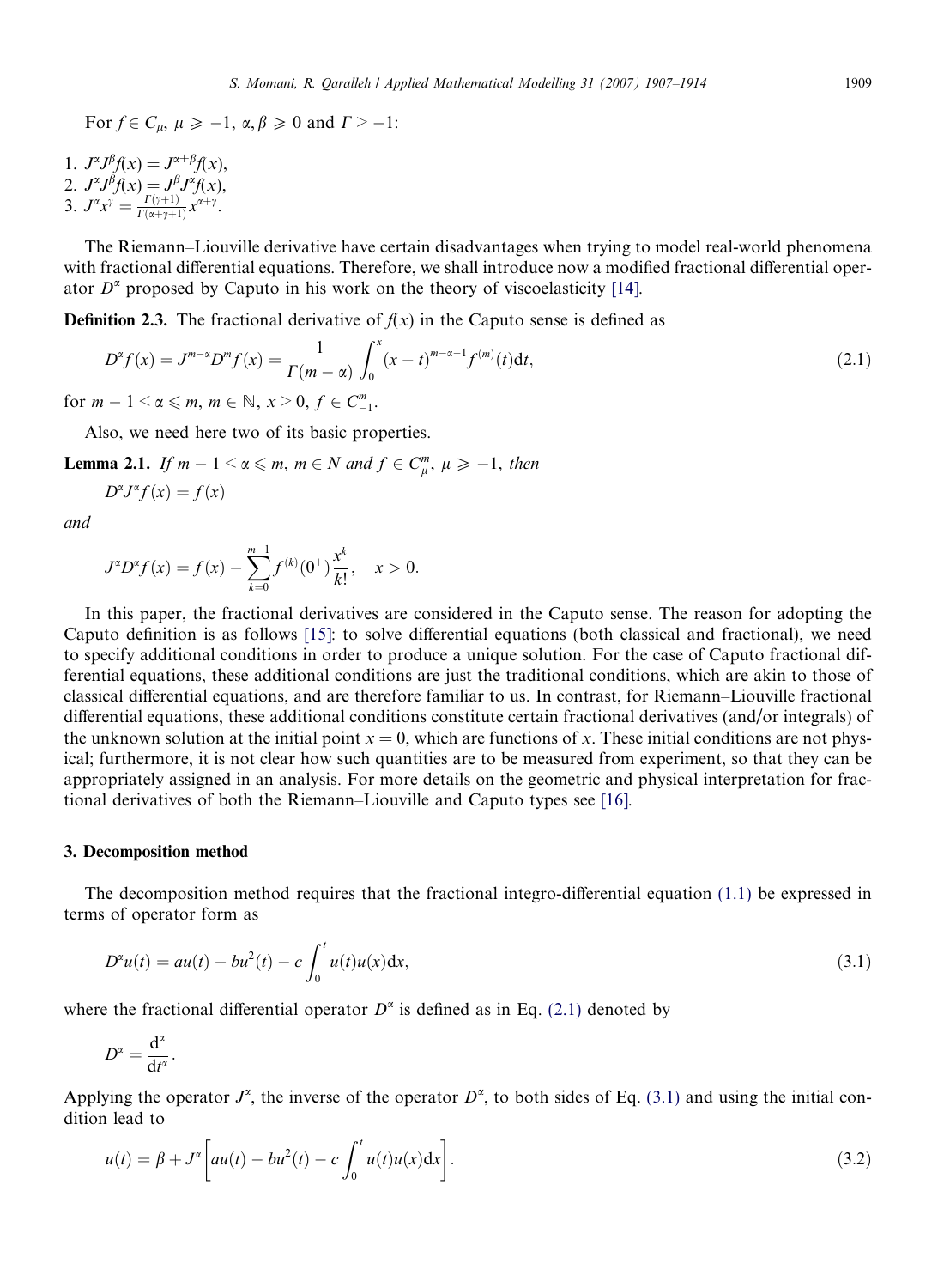For $f \in C_\mu$, $\mu \geqslant -1$, $\alpha, \beta \geqslant 0$ and $\Gamma > -1$:

1. $J^\alpha J^\beta f(x) = J^{\alpha+\beta} f(x)$,
2. $J^\alpha J^\beta f(x) = J^\beta J^\alpha f(x)$,
3. $J^\alpha x^\gamma = \frac{\Gamma(\gamma+1)}{\Gamma(\alpha+\gamma+1)} x^{\alpha+\gamma}$.

The Riemann–Liouville derivative have certain disadvantages when trying to model real-world phenomena with fractional differential equations. Therefore, we shall introduce now a modified fractional differential operator $D^\alpha$ proposed by Caputo in his work on the theory of viscoelasticity [14].

**Definition 2.3.** The fractional derivative of $f(x)$ in the Caputo sense is defined as

$$D^\alpha f(x) = J^{m-\alpha} D^m f(x) = \frac{1}{\Gamma(m-\alpha)} \int_0^x (x-t)^{m-\alpha-1} f^{(m)}(t) \mathrm{d}t, \tag{2.1}$$

for $m - 1 < \alpha \leqslant m$, $m \in \mathbb{N}$, $x > 0$, $f \in C_{-1}^m$.

Also, we need here two of its basic properties.

**Lemma 2.1.** *If $m - 1 < \alpha \leqslant m$, $m \in N$ and $f \in C_\mu^m$, $\mu \geqslant -1$, then*

$$D^\alpha J^\alpha f(x) = f(x)$$

*and*

$$J^\alpha D^\alpha f(x) = f(x) - \sum_{k=0}^{m-1} f^{(k)}(0^+) \frac{x^k}{k!}, \quad x > 0.$$

In this paper, the fractional derivatives are considered in the Caputo sense. The reason for adopting the Caputo definition is as follows [15]: to solve differential equations (both classical and fractional), we need to specify additional conditions in order to produce a unique solution. For the case of Caputo fractional differential equations, these additional conditions are just the traditional conditions, which are akin to those of classical differential equations, and are therefore familiar to us. In contrast, for Riemann–Liouville fractional differential equations, these additional conditions constitute certain fractional derivatives (and/or integrals) of the unknown solution at the initial point $x = 0$, which are functions of $x$. These initial conditions are not physical; furthermore, it is not clear how such quantities are to be measured from experiment, so that they can be appropriately assigned in an analysis. For more details on the geometric and physical interpretation for fractional derivatives of both the Riemann–Liouville and Caputo types see [16].

## 3. Decomposition method

The decomposition method requires that the fractional integro-differential equation (1.1) be expressed in terms of operator form as

$$D^\alpha u(t) = au(t) - bu^2(t) - c\int_0^t u(t)u(x)\mathrm{d}x, \tag{3.1}$$

where the fractional differential operator $D^\alpha$ is defined as in Eq. (2.1) denoted by

$$D^\alpha = \frac{\mathrm{d}^\alpha}{\mathrm{d}t^\alpha}.$$

Applying the operator $J^\alpha$, the inverse of the operator $D^\alpha$, to both sides of Eq. (3.1) and using the initial condition lead to

$$u(t) = \beta + J^\alpha\left[au(t) - bu^2(t) - c\int_0^t u(t)u(x)\mathrm{d}x\right]. \tag{3.2}$$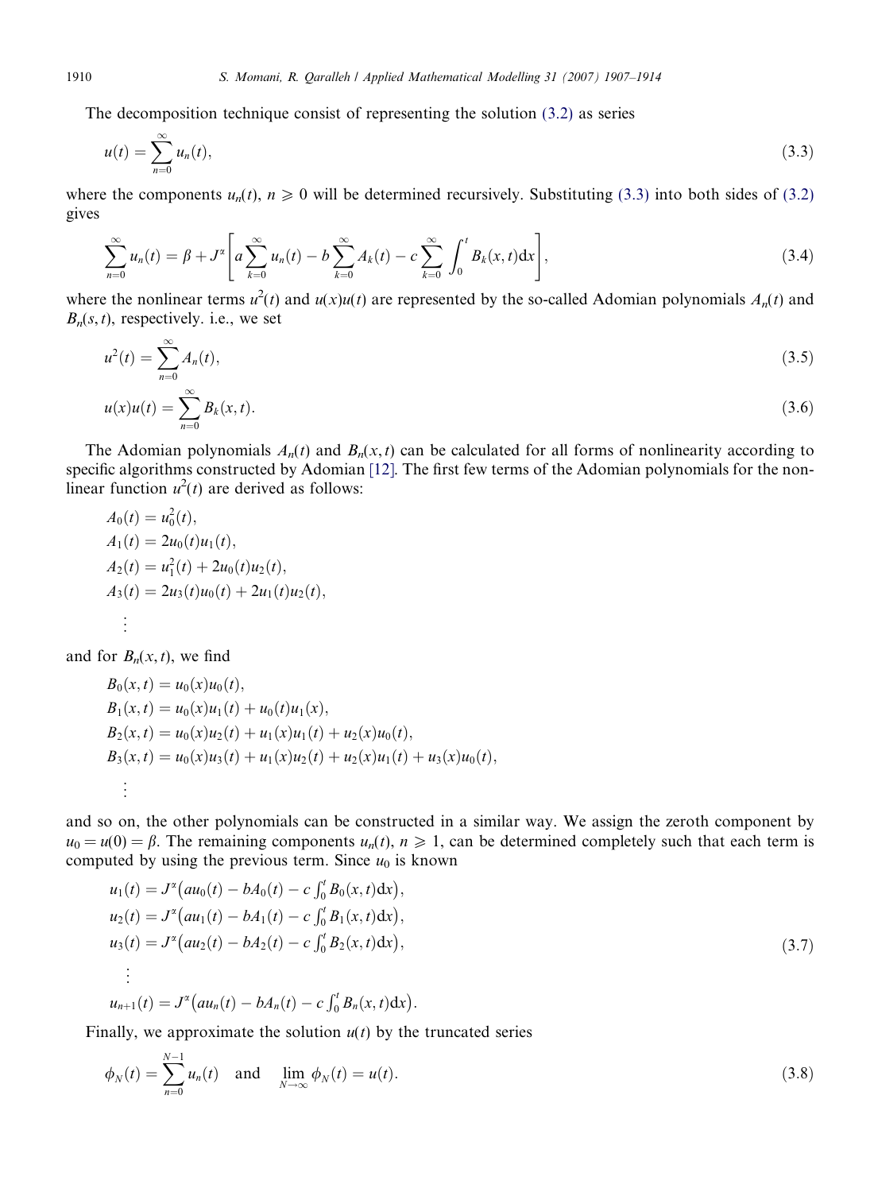The decomposition technique consist of representing the solution (3.2) as series

$$u(t) = \sum_{n=0}^{\infty} u_n(t), \tag{3.3}$$

where the components $u_n(t)$, $n \geqslant 0$ will be determined recursively. Substituting (3.3) into both sides of (3.2) gives

$$\sum_{n=0}^{\infty} u_n(t) = \beta + J^{\alpha}\left[a\sum_{k=0}^{\infty} u_n(t) - b\sum_{k=0}^{\infty} A_k(t) - c\sum_{k=0}^{\infty} \int_0^t B_k(x,t)\mathrm{d}x\right], \tag{3.4}$$

where the nonlinear terms $u^2(t)$ and $u(x)u(t)$ are represented by the so-called Adomian polynomials $A_n(t)$ and $B_n(s,t)$, respectively. i.e., we set

$$u^2(t) = \sum_{n=0}^{\infty} A_n(t), \tag{3.5}$$

$$u(x)u(t) = \sum_{n=0}^{\infty} B_k(x,t). \tag{3.6}$$

The Adomian polynomials $A_n(t)$ and $B_n(x,t)$ can be calculated for all forms of nonlinearity according to specific algorithms constructed by Adomian [12]. The first few terms of the Adomian polynomials for the nonlinear function $u^2(t)$ are derived as follows:

$$\begin{aligned}
A_0(t) &= u_0^2(t),\\
A_1(t) &= 2u_0(t)u_1(t),\\
A_2(t) &= u_1^2(t) + 2u_0(t)u_2(t),\\
A_3(t) &= 2u_3(t)u_0(t) + 2u_1(t)u_2(t),\\
&\vdots
\end{aligned}$$

and for $B_n(x,t)$, we find

$$\begin{aligned}
B_0(x,t) &= u_0(x)u_0(t),\\
B_1(x,t) &= u_0(x)u_1(t) + u_0(t)u_1(x),\\
B_2(x,t) &= u_0(x)u_2(t) + u_1(x)u_1(t) + u_2(x)u_0(t),\\
B_3(x,t) &= u_0(x)u_3(t) + u_1(x)u_2(t) + u_2(x)u_1(t) + u_3(x)u_0(t),\\
&\vdots
\end{aligned}$$

and so on, the other polynomials can be constructed in a similar way. We assign the zeroth component by $u_0 = u(0) = \beta$. The remaining components $u_n(t)$, $n \geqslant 1$, can be determined completely such that each term is computed by using the previous term. Since $u_0$ is known

$$\begin{aligned}
u_1(t) &= J^{\alpha}\left(au_0(t) - bA_0(t) - c\textstyle\int_0^t B_0(x,t)\mathrm{d}x\right),\\
u_2(t) &= J^{\alpha}\left(au_1(t) - bA_1(t) - c\textstyle\int_0^t B_1(x,t)\mathrm{d}x\right),\\
u_3(t) &= J^{\alpha}\left(au_2(t) - bA_2(t) - c\textstyle\int_0^t B_2(x,t)\mathrm{d}x\right),\\
&\vdots\\
u_{n+1}(t) &= J^{\alpha}\left(au_n(t) - bA_n(t) - c\textstyle\int_0^t B_n(x,t)\mathrm{d}x\right).
\end{aligned} \tag{3.7}$$

Finally, we approximate the solution $u(t)$ by the truncated series

$$\phi_N(t) = \sum_{n=0}^{N-1} u_n(t) \quad \text{and} \quad \lim_{N\to\infty} \phi_N(t) = u(t). \tag{3.8}$$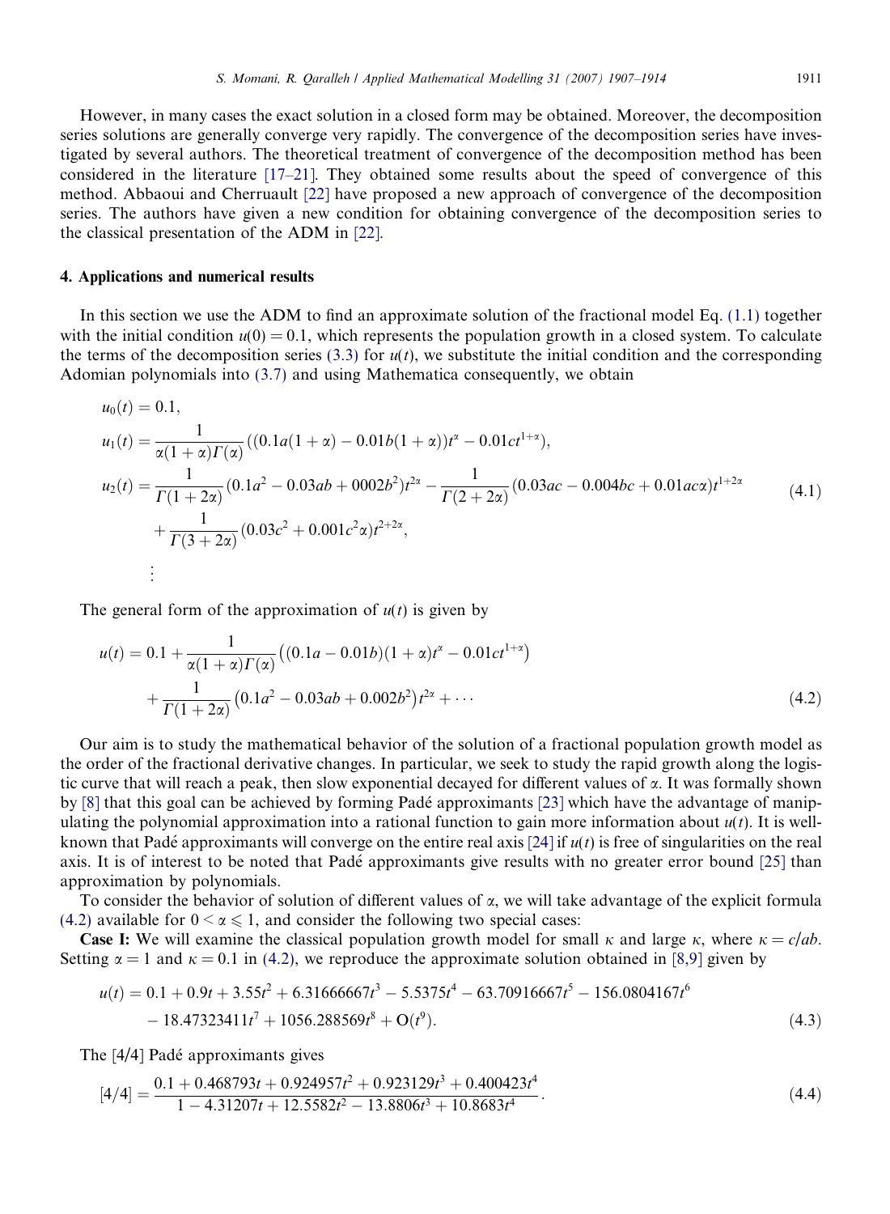However, in many cases the exact solution in a closed form may be obtained. Moreover, the decomposition series solutions are generally converge very rapidly. The convergence of the decomposition series have investigated by several authors. The theoretical treatment of convergence of the decomposition method has been considered in the literature [17–21]. They obtained some results about the speed of convergence of this method. Abbaoui and Cherruault [22] have proposed a new approach of convergence of the decomposition series. The authors have given a new condition for obtaining convergence of the decomposition series to the classical presentation of the ADM in [22].

## 4. Applications and numerical results

In this section we use the ADM to find an approximate solution of the fractional model Eq. (1.1) together with the initial condition $u(0) = 0.1$, which represents the population growth in a closed system. To calculate the terms of the decomposition series (3.3) for $u(t)$, we substitute the initial condition and the corresponding Adomian polynomials into (3.7) and using Mathematica consequently, we obtain

$$
\begin{aligned}
u_0(t) &= 0.1, \\
u_1(t) &= \frac{1}{\alpha(1+\alpha)\Gamma(\alpha)}\left((0.1a(1+\alpha) - 0.01b(1+\alpha))t^{\alpha} - 0.01ct^{1+\alpha}\right), \\
u_2(t) &= \frac{1}{\Gamma(1+2\alpha)}(0.1a^2 - 0.03ab + 0002b^2)t^{2\alpha} - \frac{1}{\Gamma(2+2\alpha)}(0.03ac - 0.004bc + 0.01ac\alpha)t^{1+2\alpha} \\
&\quad + \frac{1}{\Gamma(3+2\alpha)}(0.03c^2 + 0.001c^2\alpha)t^{2+2\alpha}, \\
&\vdots
\end{aligned}
\tag{4.1}
$$

The general form of the approximation of $u(t)$ is given by

$$
\begin{aligned}
u(t) = 0.1 &+ \frac{1}{\alpha(1+\alpha)\Gamma(\alpha)}\left((0.1a - 0.01b)(1+\alpha)t^{\alpha} - 0.01ct^{1+\alpha}\right) \\
&+ \frac{1}{\Gamma(1+2\alpha)}\left(0.1a^2 - 0.03ab + 0.002b^2\right)t^{2\alpha} + \cdots
\end{aligned}
\tag{4.2}
$$

Our aim is to study the mathematical behavior of the solution of a fractional population growth model as the order of the fractional derivative changes. In particular, we seek to study the rapid growth along the logistic curve that will reach a peak, then slow exponential decayed for different values of $\alpha$. It was formally shown by [8] that this goal can be achieved by forming Padé approximants [23] which have the advantage of manipulating the polynomial approximation into a rational function to gain more information about $u(t)$. It is well-known that Padé approximants will converge on the entire real axis [24] if $u(t)$ is free of singularities on the real axis. It is of interest to be noted that Padé approximants give results with no greater error bound [25] than approximation by polynomials.

To consider the behavior of solution of different values of $\alpha$, we will take advantage of the explicit formula (4.2) available for $0 < \alpha \leqslant 1$, and consider the following two special cases:

**Case I:** We will examine the classical population growth model for small $\kappa$ and large $\kappa$, where $\kappa = c/ab$. Setting $\alpha = 1$ and $\kappa = 0.1$ in (4.2), we reproduce the approximate solution obtained in [8,9] given by

$$
\begin{aligned}
u(t) = 0.1 &+ 0.9t + 3.55t^2 + 6.31666667t^3 - 5.5375t^4 - 63.70916667t^5 - 156.0804167t^6 \\
&- 18.47323411t^7 + 1056.288569t^8 + O(t^9).
\end{aligned}
\tag{4.3}
$$

The [4/4] Padé approximants gives

$$
[4/4] = \frac{0.1 + 0.468793t + 0.924957t^2 + 0.923129t^3 + 0.400423t^4}{1 - 4.31207t + 12.5582t^2 - 13.8806t^3 + 10.8683t^4}.
\tag{4.4}
$$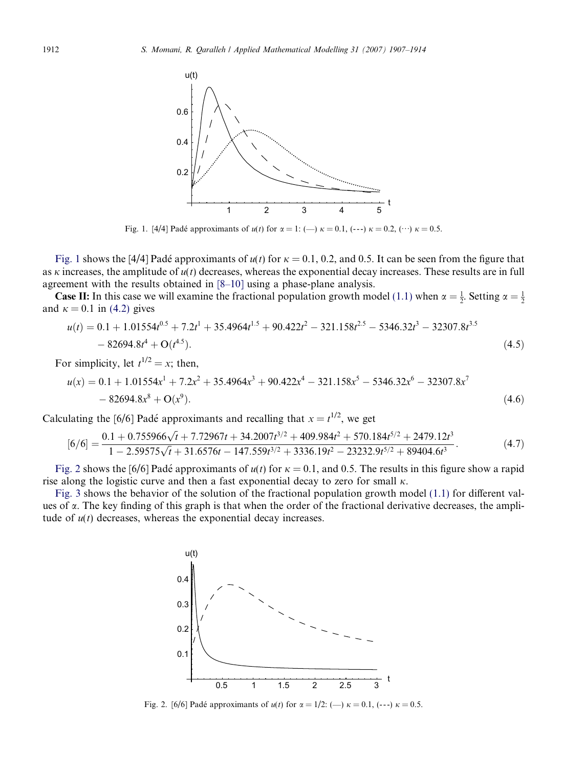Fig. 1. [4/4] Padé approximants of $u(t)$ for $\alpha = 1$: (—) $\kappa = 0.1$, (- - -) $\kappa = 0.2$, (···) $\kappa = 0.5$.

Fig. 1 shows the [4/4] Padé approximants of $u(t)$ for $\kappa = 0.1$, 0.2, and 0.5. It can be seen from the figure that as $\kappa$ increases, the amplitude of $u(t)$ decreases, whereas the exponential decay increases. These results are in full agreement with the results obtained in [8–10] using a phase-plane analysis.

**Case II:** In this case we will examine the fractional population growth model (1.1) when $\alpha = \frac{1}{2}$. Setting $\alpha = \frac{1}{2}$ and $\kappa = 0.1$ in (4.2) gives

$$u(t) = 0.1 + 1.01554t^{0.5} + 7.2t^{1} + 35.4964t^{1.5} + 90.422t^{2} - 321.158t^{2.5} - 5346.32t^{3} - 32307.8t^{3.5} - 82694.8t^{4} + \mathrm{O}(t^{4.5}). \tag{4.5}$$

For simplicity, let $t^{1/2} = x$; then,

$$u(x) = 0.1 + 1.01554x^{1} + 7.2x^{2} + 35.4964x^{3} + 90.422x^{4} - 321.158x^{5} - 5346.32x^{6} - 32307.8x^{7} - 82694.8x^{8} + \mathrm{O}(x^{9}). \tag{4.6}$$

Calculating the [6/6] Padé approximants and recalling that $x = t^{1/2}$, we get

$$[6/6] = \frac{0.1 + 0.755966\sqrt{t} + 7.72967t + 34.2007t^{3/2} + 409.984t^{2} + 570.184t^{5/2} + 2479.12t^{3}}{1 - 2.59575\sqrt{t} + 31.6576t - 147.559t^{3/2} + 3336.19t^{2} - 23232.9t^{5/2} + 89404.6t^{3}}. \tag{4.7}$$

Fig. 2 shows the [6/6] Padé approximants of $u(t)$ for $\kappa = 0.1$, and 0.5. The results in this figure show a rapid rise along the logistic curve and then a fast exponential decay to zero for small $\kappa$.

Fig. 3 shows the behavior of the solution of the fractional population growth model (1.1) for different values of $\alpha$. The key finding of this graph is that when the order of the fractional derivative decreases, the amplitude of $u(t)$ decreases, whereas the exponential decay increases.

Fig. 2. [6/6] Padé approximants of $u(t)$ for $\alpha = 1/2$: (—) $\kappa = 0.1$, (- - -) $\kappa = 0.5$.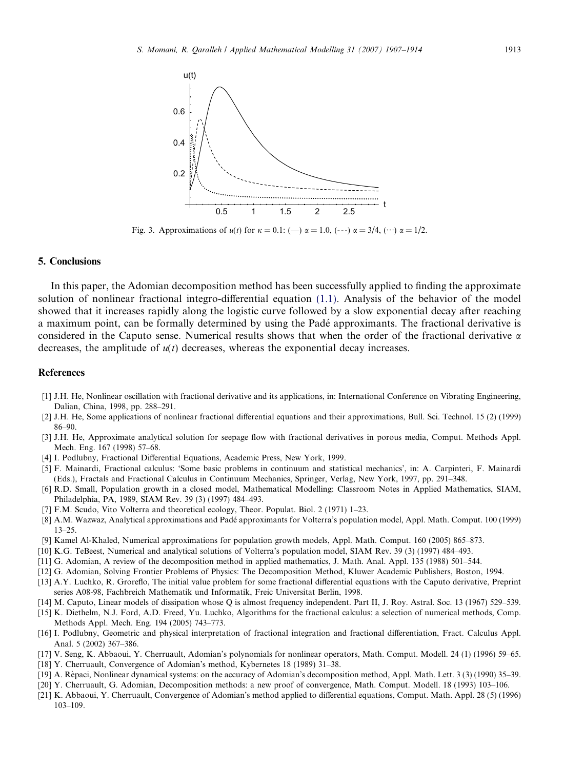Fig. 3. Approximations of $u(t)$ for $\kappa = 0.1$: (—) $\alpha = 1.0$, (---) $\alpha = 3/4$, (···) $\alpha = 1/2$.

## 5. Conclusions

In this paper, the Adomian decomposition method has been successfully applied to finding the approximate solution of nonlinear fractional integro-differential equation (1.1). Analysis of the behavior of the model showed that it increases rapidly along the logistic curve followed by a slow exponential decay after reaching a maximum point, can be formally determined by using the Padé approximants. The fractional derivative is considered in the Caputo sense. Numerical results shows that when the order of the fractional derivative $\alpha$ decreases, the amplitude of $u(t)$ decreases, whereas the exponential decay increases.

## References

[1] J.H. He, Nonlinear oscillation with fractional derivative and its applications, in: International Conference on Vibrating Engineering, Dalian, China, 1998, pp. 288–291.

[2] J.H. He, Some applications of nonlinear fractional differential equations and their approximations, Bull. Sci. Technol. 15 (2) (1999) 86–90.

[3] J.H. He, Approximate analytical solution for seepage flow with fractional derivatives in porous media, Comput. Methods Appl. Mech. Eng. 167 (1998) 57–68.

[4] I. Podlubny, Fractional Differential Equations, Academic Press, New York, 1999.

[5] F. Mainardi, Fractional calculus: 'Some basic problems in continuum and statistical mechanics', in: A. Carpinteri, F. Mainardi (Eds.), Fractals and Fractional Calculus in Continuum Mechanics, Springer, Verlag, New York, 1997, pp. 291–348.

[6] R.D. Small, Population growth in a closed model, Mathematical Modelling: Classroom Notes in Applied Mathematics, SIAM, Philadelphia, PA, 1989, SIAM Rev. 39 (3) (1997) 484–493.

[7] F.M. Scudo, Vito Volterra and theoretical ecology, Theor. Populat. Biol. 2 (1971) 1–23.

[8] A.M. Wazwaz, Analytical approximations and Padé approximants for Volterra's population model, Appl. Math. Comput. 100 (1999) 13–25.

[9] Kamel Al-Khaled, Numerical approximations for population growth models, Appl. Math. Comput. 160 (2005) 865–873.

[10] K.G. TeBeest, Numerical and analytical solutions of Volterra's population model, SIAM Rev. 39 (3) (1997) 484–493.

[11] G. Adomian, A review of the decomposition method in applied mathematics, J. Math. Anal. Appl. 135 (1988) 501–544.

[12] G. Adomian, Solving Frontier Problems of Physics: The Decomposition Method, Kluwer Academic Publishers, Boston, 1994.

[13] A.Y. Luchko, R. Groreflo, The initial value problem for some fractional differential equations with the Caputo derivative, Preprint series A08-98, Fachbreich Mathematik und Informatik, Freic Universitat Berlin, 1998.

[14] M. Caputo, Linear models of dissipation whose Q is almost frequency independent. Part II, J. Roy. Astral. Soc. 13 (1967) 529–539.

[15] K. Diethelm, N.J. Ford, A.D. Freed, Yu. Luchko, Algorithms for the fractional calculus: a selection of numerical methods, Comp. Methods Appl. Mech. Eng. 194 (2005) 743–773.

[16] I. Podlubny, Geometric and physical interpretation of fractional integration and fractional differentiation, Fract. Calculus Appl. Anal. 5 (2002) 367–386.

[17] V. Seng, K. Abbaoui, Y. Cherruault, Adomian's polynomials for nonlinear operators, Math. Comput. Modell. 24 (1) (1996) 59–65.

[18] Y. Cherruault, Convergence of Adomian's method, Kybernetes 18 (1989) 31–38.

[19] A. Rèpaci, Nonlinear dynamical systems: on the accuracy of Adomian's decomposition method, Appl. Math. Lett. 3 (3) (1990) 35–39.

[20] Y. Cherruault, G. Adomian, Decomposition methods: a new proof of convergence, Math. Comput. Modell. 18 (1993) 103–106.

[21] K. Abbaoui, Y. Cherruault, Convergence of Adomian's method applied to differential equations, Comput. Math. Appl. 28 (5) (1996) 103–109.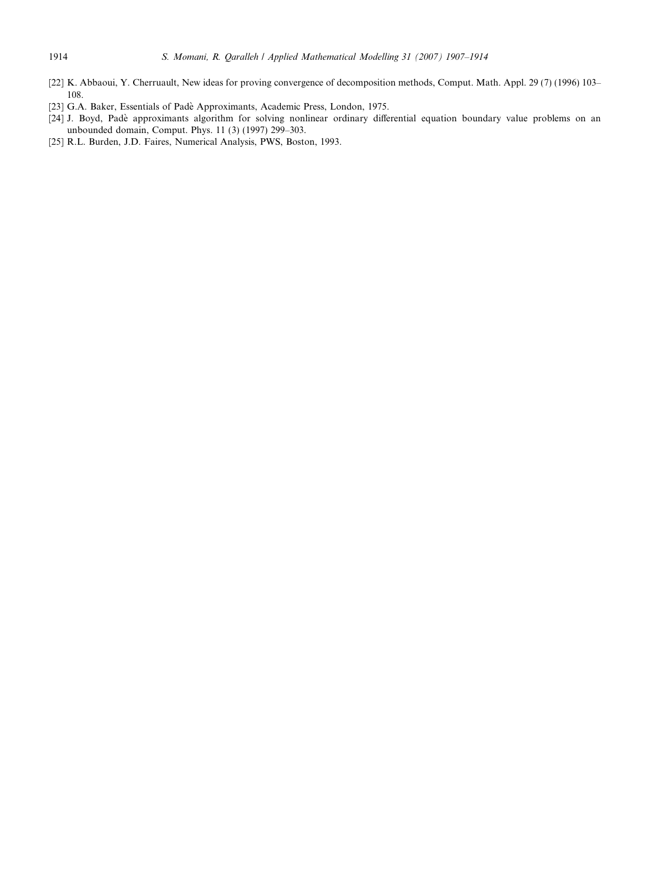[22] K. Abbaoui, Y. Cherruault, New ideas for proving convergence of decomposition methods, Comput. Math. Appl. 29 (7) (1996) 103–108.

[23] G.A. Baker, Essentials of Padè Approximants, Academic Press, London, 1975.

[24] J. Boyd, Padè approximants algorithm for solving nonlinear ordinary differential equation boundary value problems on an unbounded domain, Comput. Phys. 11 (3) (1997) 299–303.

[25] R.L. Burden, J.D. Faires, Numerical Analysis, PWS, Boston, 1993.